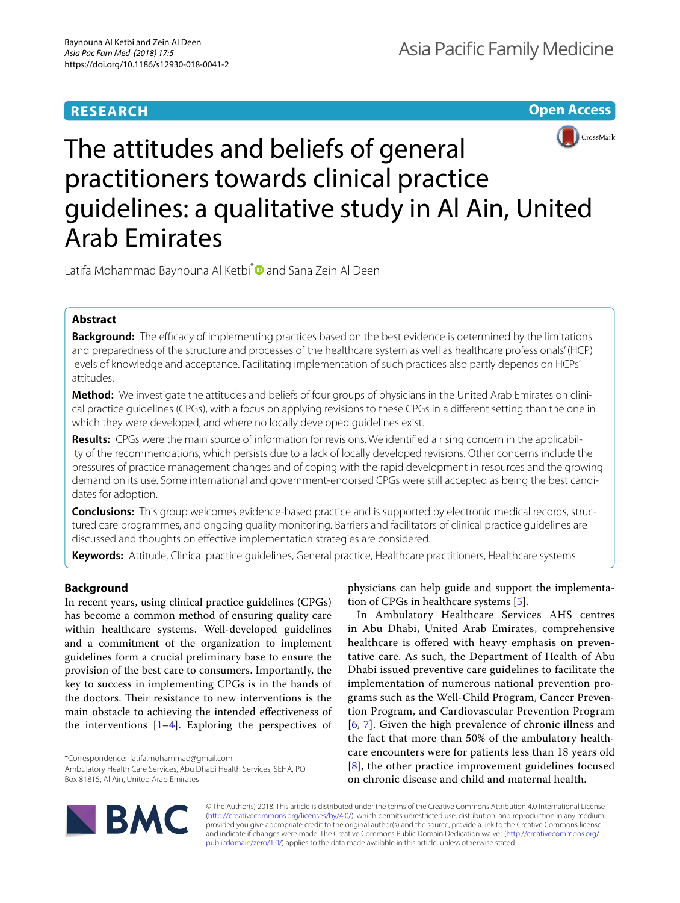RESEARCH

Open Access

# The attitudes and beliefs of general practitioners towards clinical practice guidelines: a qualitative study in Al Ain, United Arab Emirates

Latifa Mohammad Baynouna Al Ketbi* and Sana Zein Al Deen

## Abstract

**Background:** The efficacy of implementing practices based on the best evidence is determined by the limitations and preparedness of the structure and processes of the healthcare system as well as healthcare professionals' (HCP) levels of knowledge and acceptance. Facilitating implementation of such practices also partly depends on HCPs' attitudes.

**Method:** We investigate the attitudes and beliefs of four groups of physicians in the United Arab Emirates on clinical practice guidelines (CPGs), with a focus on applying revisions to these CPGs in a different setting than the one in which they were developed, and where no locally developed guidelines exist.

**Results:** CPGs were the main source of information for revisions. We identified a rising concern in the applicability of the recommendations, which persists due to a lack of locally developed revisions. Other concerns include the pressures of practice management changes and of coping with the rapid development in resources and the growing demand on its use. Some international and government-endorsed CPGs were still accepted as being the best candidates for adoption.

**Conclusions:** This group welcomes evidence-based practice and is supported by electronic medical records, structured care programmes, and ongoing quality monitoring. Barriers and facilitators of clinical practice guidelines are discussed and thoughts on effective implementation strategies are considered.

**Keywords:** Attitude, Clinical practice guidelines, General practice, Healthcare practitioners, Healthcare systems

## Background

In recent years, using clinical practice guidelines (CPGs) has become a common method of ensuring quality care within healthcare systems. Well-developed guidelines and a commitment of the organization to implement guidelines form a crucial preliminary base to ensure the provision of the best care to consumers. Importantly, the key to success in implementing CPGs is in the hands of the doctors. Their resistance to new interventions is the main obstacle to achieving the intended effectiveness of the interventions [1–4]. Exploring the perspectives of physicians can help guide and support the implementation of CPGs in healthcare systems [5].

In Ambulatory Healthcare Services AHS centres in Abu Dhabi, United Arab Emirates, comprehensive healthcare is offered with heavy emphasis on preventative care. As such, the Department of Health of Abu Dhabi issued preventive care guidelines to facilitate the implementation of numerous national prevention programs such as the Well-Child Program, Cancer Prevention Program, and Cardiovascular Prevention Program [6, 7]. Given the high prevalence of chronic illness and the fact that more than 50% of the ambulatory healthcare encounters were for patients less than 18 years old [8], the other practice improvement guidelines focused on chronic disease and child and maternal health.

*Correspondence: latifa.mohammad@gmail.com
Ambulatory Health Care Services, Abu Dhabi Health Services, SEHA, PO Box 81815, Al Ain, United Arab Emirates

© The Author(s) 2018. This article is distributed under the terms of the Creative Commons Attribution 4.0 International License (http://creativecommons.org/licenses/by/4.0/), which permits unrestricted use, distribution, and reproduction in any medium, provided you give appropriate credit to the original author(s) and the source, provide a link to the Creative Commons license, and indicate if changes were made. The Creative Commons Public Domain Dedication waiver (http://creativecommons.org/publicdomain/zero/1.0/) applies to the data made available in this article, unless otherwise stated.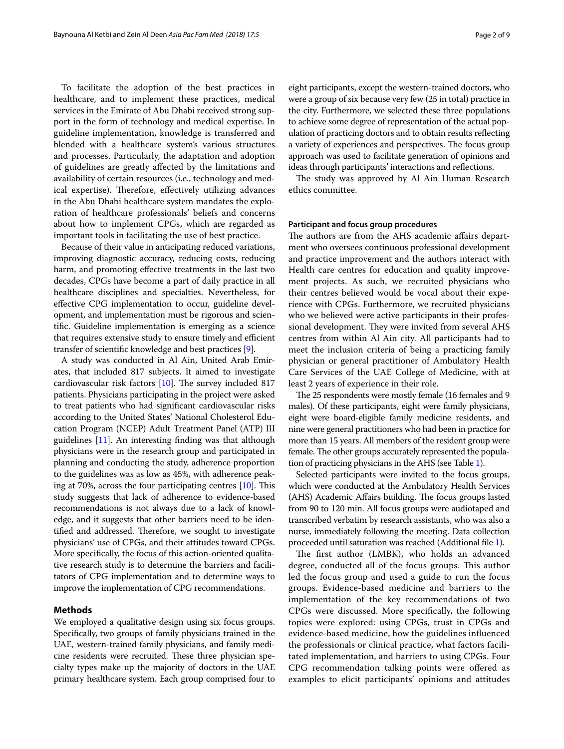To facilitate the adoption of the best practices in healthcare, and to implement these practices, medical services in the Emirate of Abu Dhabi received strong support in the form of technology and medical expertise. In guideline implementation, knowledge is transferred and blended with a healthcare system's various structures and processes. Particularly, the adaptation and adoption of guidelines are greatly affected by the limitations and availability of certain resources (i.e., technology and medical expertise). Therefore, effectively utilizing advances in the Abu Dhabi healthcare system mandates the exploration of healthcare professionals' beliefs and concerns about how to implement CPGs, which are regarded as important tools in facilitating the use of best practice.

Because of their value in anticipating reduced variations, improving diagnostic accuracy, reducing costs, reducing harm, and promoting effective treatments in the last two decades, CPGs have become a part of daily practice in all healthcare disciplines and specialties. Nevertheless, for effective CPG implementation to occur, guideline development, and implementation must be rigorous and scientific. Guideline implementation is emerging as a science that requires extensive study to ensure timely and efficient transfer of scientific knowledge and best practices [9].

A study was conducted in Al Ain, United Arab Emirates, that included 817 subjects. It aimed to investigate cardiovascular risk factors [10]. The survey included 817 patients. Physicians participating in the project were asked to treat patients who had significant cardiovascular risks according to the United States' National Cholesterol Education Program (NCEP) Adult Treatment Panel (ATP) III guidelines [11]. An interesting finding was that although physicians were in the research group and participated in planning and conducting the study, adherence proportion to the guidelines was as low as 45%, with adherence peaking at 70%, across the four participating centres [10]. This study suggests that lack of adherence to evidence-based recommendations is not always due to a lack of knowledge, and it suggests that other barriers need to be identified and addressed. Therefore, we sought to investigate physicians' use of CPGs, and their attitudes toward CPGs. More specifically, the focus of this action-oriented qualitative research study is to determine the barriers and facilitators of CPG implementation and to determine ways to improve the implementation of CPG recommendations.

## Methods

We employed a qualitative design using six focus groups. Specifically, two groups of family physicians trained in the UAE, western-trained family physicians, and family medicine residents were recruited. These three physician specialty types make up the majority of doctors in the UAE primary healthcare system. Each group comprised four to eight participants, except the western-trained doctors, who were a group of six because very few (25 in total) practice in the city. Furthermore, we selected these three populations to achieve some degree of representation of the actual population of practicing doctors and to obtain results reflecting a variety of experiences and perspectives. The focus group approach was used to facilitate generation of opinions and ideas through participants' interactions and reflections.

The study was approved by Al Ain Human Research ethics committee.

### Participant and focus group procedures

The authors are from the AHS academic affairs department who oversees continuous professional development and practice improvement and the authors interact with Health care centres for education and quality improvement projects. As such, we recruited physicians who their centres believed would be vocal about their experience with CPGs. Furthermore, we recruited physicians who we believed were active participants in their professional development. They were invited from several AHS centres from within Al Ain city. All participants had to meet the inclusion criteria of being a practicing family physician or general practitioner of Ambulatory Health Care Services of the UAE College of Medicine, with at least 2 years of experience in their role.

The 25 respondents were mostly female (16 females and 9 males). Of these participants, eight were family physicians, eight were board-eligible family medicine residents, and nine were general practitioners who had been in practice for more than 15 years. All members of the resident group were female. The other groups accurately represented the population of practicing physicians in the AHS (see Table 1).

Selected participants were invited to the focus groups, which were conducted at the Ambulatory Health Services (AHS) Academic Affairs building. The focus groups lasted from 90 to 120 min. All focus groups were audiotaped and transcribed verbatim by research assistants, who was also a nurse, immediately following the meeting. Data collection proceeded until saturation was reached (Additional file 1).

The first author (LMBK), who holds an advanced degree, conducted all of the focus groups. This author led the focus group and used a guide to run the focus groups. Evidence-based medicine and barriers to the implementation of the key recommendations of two CPGs were discussed. More specifically, the following topics were explored: using CPGs, trust in CPGs and evidence-based medicine, how the guidelines influenced the professionals or clinical practice, what factors facilitated implementation, and barriers to using CPGs. Four CPG recommendation talking points were offered as examples to elicit participants' opinions and attitudes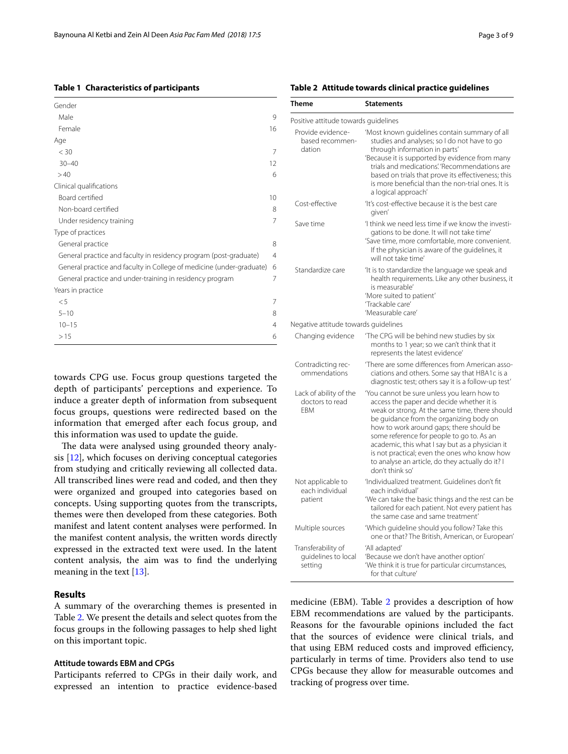**Table 1 Characteristics of participants**

| | |
|---|---|
| Gender | |
| Male | 9 |
| Female | 16 |
| Age | |
| < 30 | 7 |
| 30–40 | 12 |
| > 40 | 6 |
| Clinical qualifications | |
| Board certified | 10 |
| Non-board certified | 8 |
| Under residency training | 7 |
| Type of practices | |
| General practice | 8 |
| General practice and faculty in residency program (post-graduate) | 4 |
| General practice and faculty in College of medicine (under-graduate) | 6 |
| General practice and under-training in residency program | 7 |
| Years in practice | |
| < 5 | 7 |
| 5–10 | 8 |
| 10–15 | 4 |
| > 15 | 6 |

towards CPG use. Focus group questions targeted the depth of participants' perceptions and experience. To induce a greater depth of information from subsequent focus groups, questions were redirected based on the information that emerged after each focus group, and this information was used to update the guide.

The data were analysed using grounded theory analysis [12], which focuses on deriving conceptual categories from studying and critically reviewing all collected data. All transcribed lines were read and coded, and then they were organized and grouped into categories based on concepts. Using supporting quotes from the transcripts, themes were then developed from these categories. Both manifest and latent content analyses were performed. In the manifest content analysis, the written words directly expressed in the extracted text were used. In the latent content analysis, the aim was to find the underlying meaning in the text [13].

## Results

A summary of the overarching themes is presented in Table 2. We present the details and select quotes from the focus groups in the following passages to help shed light on this important topic.

### Attitude towards EBM and CPGs

Participants referred to CPGs in their daily work, and expressed an intention to practice evidence-based medicine (EBM). Table 2 provides a description of how EBM recommendations are valued by the participants. Reasons for the favourable opinions included the fact that the sources of evidence were clinical trials, and that using EBM reduced costs and improved efficiency, particularly in terms of time. Providers also tend to use CPGs because they allow for measurable outcomes and tracking of progress over time.

**Table 2 Attitude towards clinical practice guidelines**

| Theme | Statements |
|---|---|
| Positive attitude towards guidelines | |
| Provide evidence-based recommendation | 'Most known guidelines contain summary of all studies and analyses; so I do not have to go through information in parts'<br>'Because it is supported by evidence from many trials and medications.' 'Recommendations are based on trials that prove its effectiveness; this is more beneficial than the non-trial ones. It is a logical approach' |
| Cost-effective | 'It's cost-effective because it is the best care given' |
| Save time | 'I think we need less time if we know the investigations to be done. It will not take time'<br>'Save time, more comfortable, more convenient. If the physician is aware of the guidelines, it will not take time' |
| Standardize care | 'It is to standardize the language we speak and health requirements. Like any other business, it is measurable'<br>'More suited to patient'<br>'Trackable care'<br>'Measurable care' |
| Negative attitude towards guidelines | |
| Changing evidence | 'The CPG will be behind new studies by six months to 1 year; so we can't think that it represents the latest evidence' |
| Contradicting recommendations | 'There are some differences from American associations and others. Some say that HBA1c is a diagnostic test; others say it is a follow-up test' |
| Lack of ability of the doctors to read EBM | 'You cannot be sure unless you learn how to access the paper and decide whether it is weak or strong. At the same time, there should be guidance from the organizing body on how to work around gaps; there should be some reference for people to go to. As an academic, this what I say but as a physician it is not practical; even the ones who know how to analyse an article, do they actually do it? I don't think so' |
| Not applicable to each individual patient | 'Individualized treatment. Guidelines don't fit each individual'<br>'We can take the basic things and the rest can be tailored for each patient. Not every patient has the same case and same treatment' |
| Multiple sources | 'Which guideline should you follow? Take this one or that? The British, American, or European' |
| Transferability of guidelines to local setting | 'All adapted'<br>'Because we don't have another option'<br>'We think it is true for particular circumstances, for that culture' |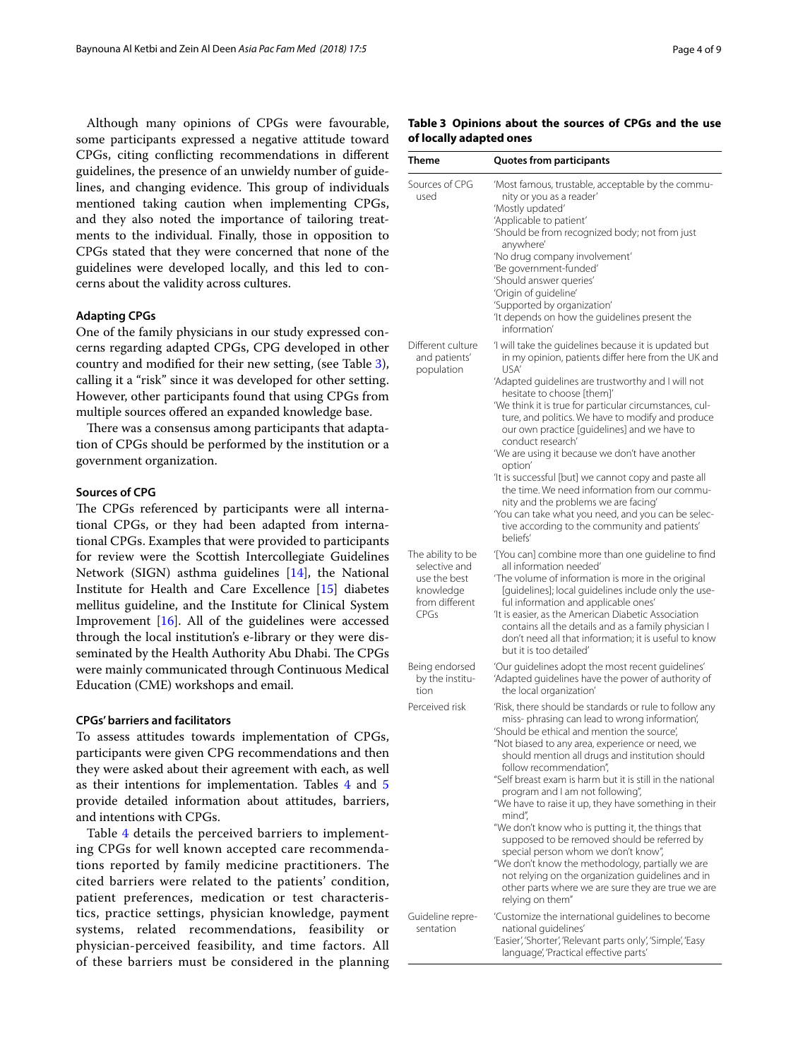Although many opinions of CPGs were favourable, some participants expressed a negative attitude toward CPGs, citing conflicting recommendations in different guidelines, the presence of an unwieldy number of guidelines, and changing evidence. This group of individuals mentioned taking caution when implementing CPGs, and they also noted the importance of tailoring treatments to the individual. Finally, those in opposition to CPGs stated that they were concerned that none of the guidelines were developed locally, and this led to concerns about the validity across cultures.

### Adapting CPGs

One of the family physicians in our study expressed concerns regarding adapted CPGs, CPG developed in other country and modified for their new setting, (see Table 3), calling it a "risk" since it was developed for other setting. However, other participants found that using CPGs from multiple sources offered an expanded knowledge base.

There was a consensus among participants that adaptation of CPGs should be performed by the institution or a government organization.

### Sources of CPG

The CPGs referenced by participants were all international CPGs, or they had been adapted from international CPGs. Examples that were provided to participants for review were the Scottish Intercollegiate Guidelines Network (SIGN) asthma guidelines [14], the National Institute for Health and Care Excellence [15] diabetes mellitus guideline, and the Institute for Clinical System Improvement [16]. All of the guidelines were accessed through the local institution's e-library or they were disseminated by the Health Authority Abu Dhabi. The CPGs were mainly communicated through Continuous Medical Education (CME) workshops and email.

### CPGs' barriers and facilitators

To assess attitudes towards implementation of CPGs, participants were given CPG recommendations and then they were asked about their agreement with each, as well as their intentions for implementation. Tables 4 and 5 provide detailed information about attitudes, barriers, and intentions with CPGs.

Table 4 details the perceived barriers to implementing CPGs for well known accepted care recommendations reported by family medicine practitioners. The cited barriers were related to the patients' condition, patient preferences, medication or test characteristics, practice settings, physician knowledge, payment systems, related recommendations, feasibility or physician-perceived feasibility, and time factors. All of these barriers must be considered in the planning

**Table 3 Opinions about the sources of CPGs and the use of locally adapted ones**

| Theme | Quotes from participants |
|---|---|
| Sources of CPG used | 'Most famous, trustable, acceptable by the community or you as a reader'<br>'Mostly updated'<br>'Applicable to patient'<br>'Should be from recognized body; not from just anywhere'<br>'No drug company involvement'<br>'Be government-funded'<br>'Should answer queries'<br>'Origin of guideline'<br>'Supported by organization'<br>'It depends on how the guidelines present the information' |
| Different culture and patients' population | 'I will take the guidelines because it is updated but in my opinion, patients differ here from the UK and USA'<br>'Adapted guidelines are trustworthy and I will not hesitate to choose [them]'<br>'We think it is true for particular circumstances, culture, and politics. We have to modify and produce our own practice [guidelines] and we have to conduct research'<br>'We are using it because we don't have another option'<br>'It is successful [but] we cannot copy and paste all the time. We need information from our community and the problems we are facing'<br>'You can take what you need, and you can be selective according to the community and patients' beliefs' |
| The ability to be selective and use the best knowledge from different CPGs | '[You can] combine more than one guideline to find all information needed'<br>'The volume of information is more in the original [guidelines]; local guidelines include only the useful information and applicable ones'<br>'It is easier, as the American Diabetic Association contains all the details and as a family physician I don't need all that information; it is useful to know but it is too detailed' |
| Being endorsed by the institution | 'Our guidelines adopt the most recent guidelines'<br>'Adapted guidelines have the power of authority of the local organization' |
| Perceived risk | 'Risk, there should be standards or rule to follow any miss- phrasing can lead to wrong information',<br>'Should be ethical and mention the source',<br>"Not biased to any area, experience or need, we should mention all drugs and institution should follow recommendation",<br>"Self breast exam is harm but it is still in the national program and I am not following",<br>"We have to raise it up, they have something in their mind",<br>"We don't know who is putting it, the things that supposed to be removed should be referred by special person whom we don't know",<br>"We don't know the methodology, partially we are not relying on the organization guidelines and in other parts where we are sure they are true we are relying on them" |
| Guideline representation | 'Customize the international guidelines to become national guidelines'<br>'Easier', 'Shorter', 'Relevant parts only', 'Simple', 'Easy language', 'Practical effective parts' |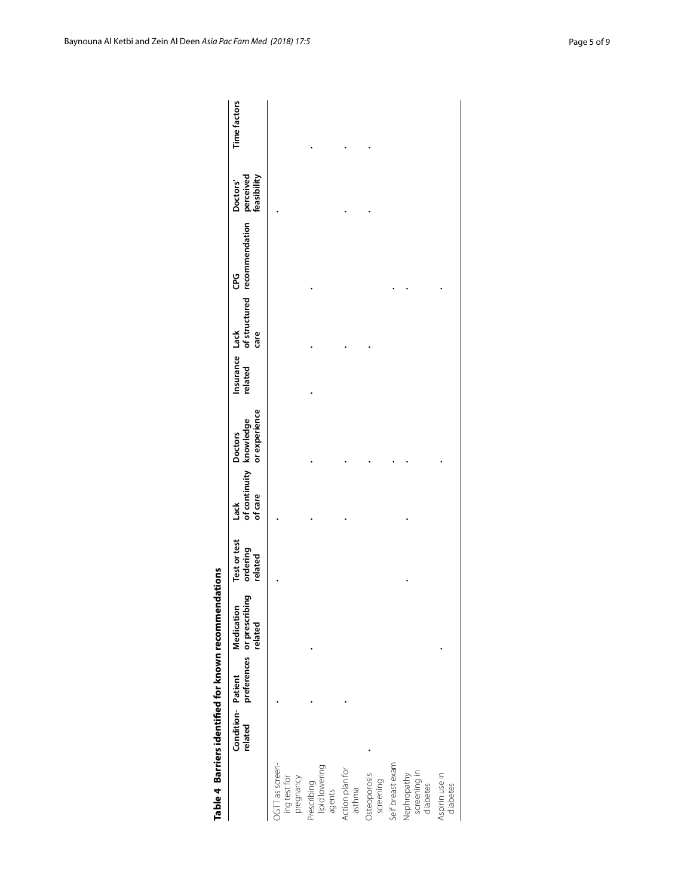**Table 4 Barriers identified for known recommendations**

| | Condition-related | Patient preferences | Medication or prescribing related | Test or test ordering related | Lack of continuity of care | Doctors knowledge or experience | Insurance related | Lack of structured care | CPG recommendation | Doctors' perceived feasibility | Time factors |
|---|---|---|---|---|---|---|---|---|---|---|---|
| OGTT as screening test for pregnancy | | • | | • | • | | | | | • | |
| Prescribing lipid lowering agents | • | • | • | | • | • | • | • | • | | • |
| Action plan for asthma | | • | | | • | • | | • | | • | • |
| Osteoporosis screening | | | | | | • | | • | | • | • |
| Self breast exam | | | | | | • | | | • | | |
| Nephropathy screening in diabetes | | | | • | • | • | | | • | | |
| Aspirin use in diabetes | | | • | | | • | | | • | | |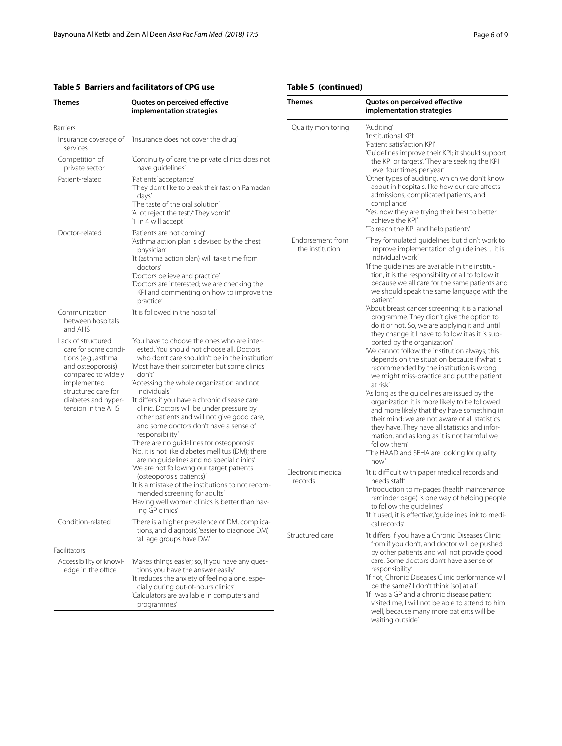**Table 5 Barriers and facilitators of CPG use**

| Themes | Quotes on perceived effective implementation strategies |
|---|---|
| Barriers | |
| Insurance coverage of services | 'Insurance does not cover the drug' |
| Competition of private sector | 'Continuity of care, the private clinics does not have guidelines' |
| Patient-related | 'Patients' acceptance'<br>'They don't like to break their fast on Ramadan days'<br>'The taste of the oral solution'<br>'A lot reject the test'/'They vomit'<br>'1 in 4 will accept' |
| Doctor-related | 'Patients are not coming'<br>'Asthma action plan is devised by the chest physician'<br>'It (asthma action plan) will take time from doctors'<br>'Doctors believe and practice'<br>'Doctors are interested; we are checking the KPI and commenting on how to improve the practice' |
| Communication between hospitals and AHS | 'It is followed in the hospital' |
| Lack of structured care for some conditions (e.g., asthma and osteoporosis) compared to widely implemented structured care for diabetes and hypertension in the AHS | 'You have to choose the ones who are interested. You should not choose all. Doctors who don't care shouldn't be in the institution'<br>'Most have their spirometer but some clinics don't'<br>'Accessing the whole organization and not individuals'<br>'It differs if you have a chronic disease care clinic. Doctors will be under pressure by other patients and will not give good care, and some doctors don't have a sense of responsibility'<br>'There are no guidelines for osteoporosis'<br>'No, it is not like diabetes mellitus (DM); there are no guidelines and no special clinics'<br>'We are not following our target patients (osteoporosis patients)'<br>'It is a mistake of the institutions to not recommended screening for adults'<br>'Having well women clinics is better than having GP clinics' |
| Condition-related | 'There is a higher prevalence of DM, complications, and diagnosis', 'easier to diagnose DM', 'all age groups have DM' |
| Facilitators | |
| Accessibility of knowledge in the office | 'Makes things easier; so, if you have any questions you have the answer easily'<br>'It reduces the anxiety of feeling alone, especially during out-of-hours clinics'<br>'Calculators are available in computers and programmes' |
| Quality monitoring | 'Auditing'<br>'Institutional KPI'<br>'Patient satisfaction KPI'<br>'Guidelines improve their KPI; it should support the KPI or targets', 'They are seeking the KPI level four times per year'<br>'Other types of auditing, which we don't know about in hospitals, like how our care affects admissions, complicated patients, and compliance'<br>'Yes, now they are trying their best to better achieve the KPI'<br>'To reach the KPI and help patients' |
| Endorsement from the institution | 'They formulated guidelines but didn't work to improve implementation of guidelines…it is individual work'<br>'If the guidelines are available in the institution, it is the responsibility of all to follow it because we all care for the same patients and we should speak the same language with the patient'<br>'About breast cancer screening; it is a national programme. They didn't give the option to do it or not. So, we are applying it and until they change it I have to follow it as it is supported by the organization'<br>'We cannot follow the institution always; this depends on the situation because if what is recommended by the institution is wrong we might miss-practice and put the patient at risk'<br>'As long as the guidelines are issued by the organization it is more likely to be followed and more likely that they have something in their mind; we are not aware of all statistics they have. They have all statistics and information, and as long as it is not harmful we follow them'<br>'The HAAD and SEHA are looking for quality now' |
| Electronic medical records | 'It is difficult with paper medical records and needs staff'<br>'Introduction to m-pages (health maintenance reminder page) is one way of helping people to follow the guidelines'<br>'If it used, it is effective', 'guidelines link to medical records' |
| Structured care | 'It differs if you have a Chronic Diseases Clinic from if you don't, and doctor will be pushed by other patients and will not provide good care. Some doctors don't have a sense of responsibility'<br>'If not, Chronic Diseases Clinic performance will be the same? I don't think [so] at all'<br>'If I was a GP and a chronic disease patient visited me, I will not be able to attend to him well, because many more patients will be waiting outside' |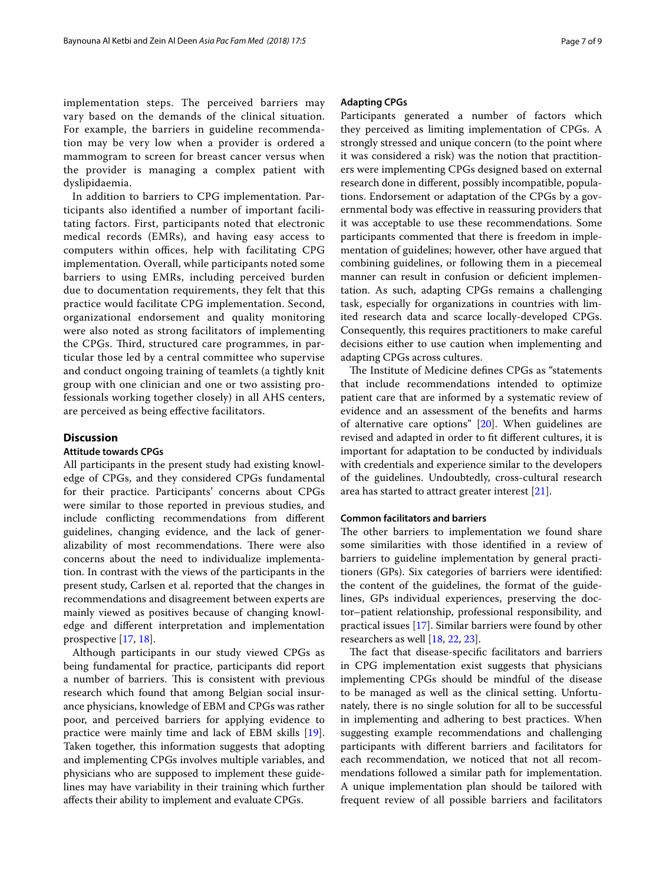implementation steps. The perceived barriers may vary based on the demands of the clinical situation. For example, the barriers in guideline recommendation may be very low when a provider is ordered a mammogram to screen for breast cancer versus when the provider is managing a complex patient with dyslipidaemia.

In addition to barriers to CPG implementation. Participants also identified a number of important facilitating factors. First, participants noted that electronic medical records (EMRs), and having easy access to computers within offices, help with facilitating CPG implementation. Overall, while participants noted some barriers to using EMRs, including perceived burden due to documentation requirements, they felt that this practice would facilitate CPG implementation. Second, organizational endorsement and quality monitoring were also noted as strong facilitators of implementing the CPGs. Third, structured care programmes, in particular those led by a central committee who supervise and conduct ongoing training of teamlets (a tightly knit group with one clinician and one or two assisting professionals working together closely) in all AHS centers, are perceived as being effective facilitators.

## Discussion

### Attitude towards CPGs

All participants in the present study had existing knowledge of CPGs, and they considered CPGs fundamental for their practice. Participants' concerns about CPGs were similar to those reported in previous studies, and include conflicting recommendations from different guidelines, changing evidence, and the lack of generalizability of most recommendations. There were also concerns about the need to individualize implementation. In contrast with the views of the participants in the present study, Carlsen et al. reported that the changes in recommendations and disagreement between experts are mainly viewed as positives because of changing knowledge and different interpretation and implementation prospective [17, 18].

Although participants in our study viewed CPGs as being fundamental for practice, participants did report a number of barriers. This is consistent with previous research which found that among Belgian social insurance physicians, knowledge of EBM and CPGs was rather poor, and perceived barriers for applying evidence to practice were mainly time and lack of EBM skills [19]. Taken together, this information suggests that adopting and implementing CPGs involves multiple variables, and physicians who are supposed to implement these guidelines may have variability in their training which further affects their ability to implement and evaluate CPGs.

### Adapting CPGs

Participants generated a number of factors which they perceived as limiting implementation of CPGs. A strongly stressed and unique concern (to the point where it was considered a risk) was the notion that practitioners were implementing CPGs designed based on external research done in different, possibly incompatible, populations. Endorsement or adaptation of the CPGs by a governmental body was effective in reassuring providers that it was acceptable to use these recommendations. Some participants commented that there is freedom in implementation of guidelines; however, other have argued that combining guidelines, or following them in a piecemeal manner can result in confusion or deficient implementation. As such, adapting CPGs remains a challenging task, especially for organizations in countries with limited research data and scarce locally-developed CPGs. Consequently, this requires practitioners to make careful decisions either to use caution when implementing and adapting CPGs across cultures.

The Institute of Medicine defines CPGs as "statements that include recommendations intended to optimize patient care that are informed by a systematic review of evidence and an assessment of the benefits and harms of alternative care options" [20]. When guidelines are revised and adapted in order to fit different cultures, it is important for adaptation to be conducted by individuals with credentials and experience similar to the developers of the guidelines. Undoubtedly, cross-cultural research area has started to attract greater interest [21].

### Common facilitators and barriers

The other barriers to implementation we found share some similarities with those identified in a review of barriers to guideline implementation by general practitioners (GPs). Six categories of barriers were identified: the content of the guidelines, the format of the guidelines, GPs individual experiences, preserving the doctor–patient relationship, professional responsibility, and practical issues [17]. Similar barriers were found by other researchers as well [18, 22, 23].

The fact that disease-specific facilitators and barriers in CPG implementation exist suggests that physicians implementing CPGs should be mindful of the disease to be managed as well as the clinical setting. Unfortunately, there is no single solution for all to be successful in implementing and adhering to best practices. When suggesting example recommendations and challenging participants with different barriers and facilitators for each recommendation, we noticed that not all recommendations followed a similar path for implementation. A unique implementation plan should be tailored with frequent review of all possible barriers and facilitators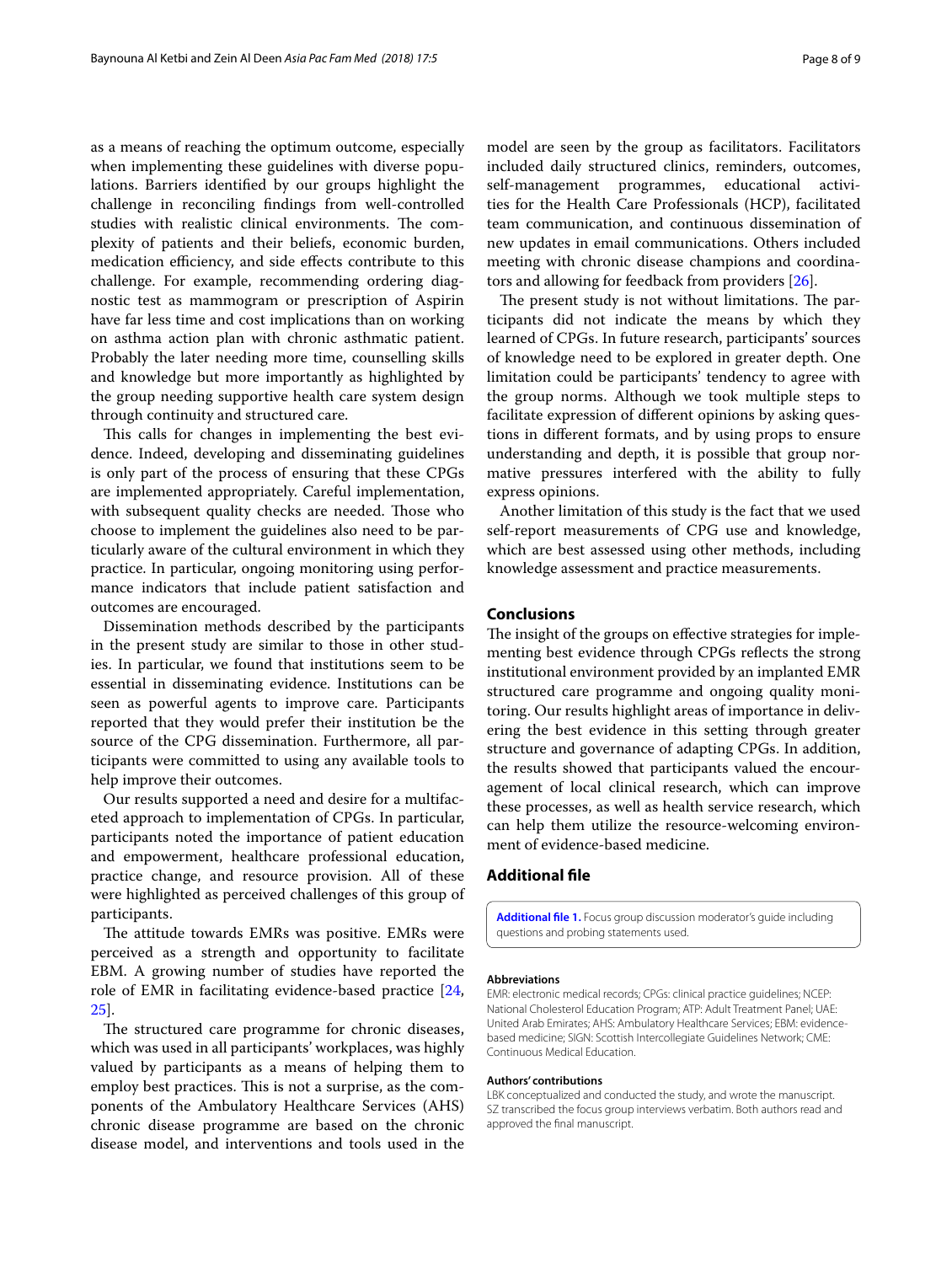as a means of reaching the optimum outcome, especially when implementing these guidelines with diverse populations. Barriers identified by our groups highlight the challenge in reconciling findings from well-controlled studies with realistic clinical environments. The complexity of patients and their beliefs, economic burden, medication efficiency, and side effects contribute to this challenge. For example, recommending ordering diagnostic test as mammogram or prescription of Aspirin have far less time and cost implications than on working on asthma action plan with chronic asthmatic patient. Probably the later needing more time, counselling skills and knowledge but more importantly as highlighted by the group needing supportive health care system design through continuity and structured care.

This calls for changes in implementing the best evidence. Indeed, developing and disseminating guidelines is only part of the process of ensuring that these CPGs are implemented appropriately. Careful implementation, with subsequent quality checks are needed. Those who choose to implement the guidelines also need to be particularly aware of the cultural environment in which they practice. In particular, ongoing monitoring using performance indicators that include patient satisfaction and outcomes are encouraged.

Dissemination methods described by the participants in the present study are similar to those in other studies. In particular, we found that institutions seem to be essential in disseminating evidence. Institutions can be seen as powerful agents to improve care. Participants reported that they would prefer their institution be the source of the CPG dissemination. Furthermore, all participants were committed to using any available tools to help improve their outcomes.

Our results supported a need and desire for a multifaceted approach to implementation of CPGs. In particular, participants noted the importance of patient education and empowerment, healthcare professional education, practice change, and resource provision. All of these were highlighted as perceived challenges of this group of participants.

The attitude towards EMRs was positive. EMRs were perceived as a strength and opportunity to facilitate EBM. A growing number of studies have reported the role of EMR in facilitating evidence-based practice [24, 25].

The structured care programme for chronic diseases, which was used in all participants' workplaces, was highly valued by participants as a means of helping them to employ best practices. This is not a surprise, as the components of the Ambulatory Healthcare Services (AHS) chronic disease programme are based on the chronic disease model, and interventions and tools used in the model are seen by the group as facilitators. Facilitators included daily structured clinics, reminders, outcomes, self-management programmes, educational activities for the Health Care Professionals (HCP), facilitated team communication, and continuous dissemination of new updates in email communications. Others included meeting with chronic disease champions and coordinators and allowing for feedback from providers [26].

The present study is not without limitations. The participants did not indicate the means by which they learned of CPGs. In future research, participants' sources of knowledge need to be explored in greater depth. One limitation could be participants' tendency to agree with the group norms. Although we took multiple steps to facilitate expression of different opinions by asking questions in different formats, and by using props to ensure understanding and depth, it is possible that group normative pressures interfered with the ability to fully express opinions.

Another limitation of this study is the fact that we used self-report measurements of CPG use and knowledge, which are best assessed using other methods, including knowledge assessment and practice measurements.

## Conclusions

The insight of the groups on effective strategies for implementing best evidence through CPGs reflects the strong institutional environment provided by an implanted EMR structured care programme and ongoing quality monitoring. Our results highlight areas of importance in delivering the best evidence in this setting through greater structure and governance of adapting CPGs. In addition, the results showed that participants valued the encouragement of local clinical research, which can improve these processes, as well as health service research, which can help them utilize the resource-welcoming environment of evidence-based medicine.

## Additional file

**Additional file 1.** Focus group discussion moderator's guide including questions and probing statements used.

#### Abbreviations

EMR: electronic medical records; CPGs: clinical practice guidelines; NCEP: National Cholesterol Education Program; ATP: Adult Treatment Panel; UAE: United Arab Emirates; AHS: Ambulatory Healthcare Services; EBM: evidence-based medicine; SIGN: Scottish Intercollegiate Guidelines Network; CME: Continuous Medical Education.

#### Authors' contributions

LBK conceptualized and conducted the study, and wrote the manuscript. SZ transcribed the focus group interviews verbatim. Both authors read and approved the final manuscript.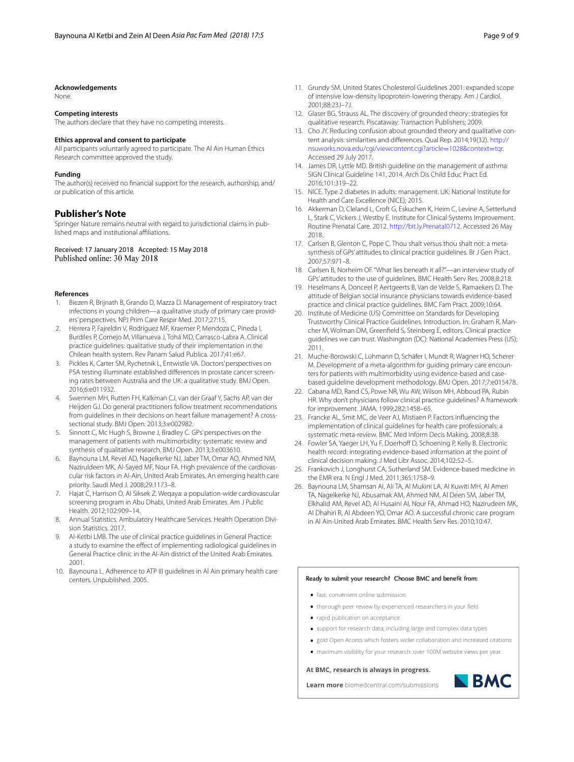**Acknowledgements**
None.

**Competing interests**
The authors declare that they have no competing interests.

**Ethics approval and consent to participate**
All participants voluntarily agreed to participate. The Al Ain Human Ethics Research committee approved the study.

**Funding**
The author(s) received no financial support for the research, authorship, and/or publication of this article.

## Publisher's Note

Springer Nature remains neutral with regard to jurisdictional claims in published maps and institutional affiliations.

Received: 17 January 2018 Accepted: 15 May 2018
Published online: 30 May 2018

**References**

1. Biezen R, Brijnath B, Grando D, Mazza D. Management of respiratory tract infections in young children—a qualitative study of primary care providers' perspectives. NPJ Prim Care Respir Med. 2017;27:15.
2. Herrera P, Fajreldin V, Rodríguez MF, Kraemer P, Mendoza C, Pineda I, Burdiles P, Cornejo M, Villanueva J, Tohá MD, Carrasco-Labra A. Clinical practice guidelines: qualitative study of their implementation in the Chilean health system. Rev Panam Salud Publica. 2017;41:e67.
3. Pickles K, Carter SM, Rychetnik L, Entwistle VA. Doctors' perspectives on PSA testing illuminate established differences in prostate cancer screening rates between Australia and the UK: a qualitative study. BMJ Open. 2016;6:e011932.
4. Swennen MH, Rutten FH, Kalkman CJ, van der Graaf Y, Sachs AP, van der Heijden GJ. Do general practitioners follow treatment recommendations from guidelines in their decisions on heart failure management? A cross-sectional study. BMJ Open. 2013;3:e002982.
5. Sinnott C, Mc Hugh S, Browne J, Bradley C. GPs' perspectives on the management of patients with multimorbidity: systematic review and synthesis of qualitative research. BMJ Open. 2013;3:e003610.
6. Baynouna LM, Revel AD, Nagelkerke NJ, Jaber TM, Omar AO, Ahmed NM, Naziruldeen MK, Al-Sayed MF, Nour FA. High prevalence of the cardiovascular risk factors in Al-Ain, United Arab Emirates. An emerging health care priority. Saudi Med J. 2008;29:1173–8.
7. Hajat C, Harrison O, Al Siksek Z. Weqaya: a population-wide cardiovascular screening program in Abu Dhabi, United Arab Emirates. Am J Public Health. 2012;102:909–14.
8. Annual Statistics. Ambulatory Healthcare Services. Health Operation Division Statistics. 2017.
9. Al-Ketbi LMB. The use of clinical practice guidelines in General Practice: a study to examine the effect of implementing radiological guidelines in General Practice clinic in the Al-Ain district of the United Arab Emirates. 2001.
10. Baynouna L. Adherence to ATP III guidelines in Al Ain primary health care centers. Unpublished. 2005.
11. Grundy SM. United States Cholesterol Guidelines 2001: expanded scope of intensive low-density lipoprotein-lowering therapy. Am J Cardiol. 2001;88:23J–7J.
12. Glaser BG, Strauss AL. The discovery of grounded theory: strategies for qualitative research. Piscataway: Transaction Publishers; 2009.
13. Cho JY. Reducing confusion about grounded theory and qualitative content analysis: similarities and differences. Qual Rep. 2014;19(32). http://nsuworks.nova.edu/cgi/viewcontent.cgi?article=1028&context=tqr. Accessed 29 July 2017.
14. James DR, Lyttle MD. British guideline on the management of asthma: SIGN Clinical Guideline 141, 2014. Arch Dis Child Educ Pract Ed. 2016;101:319–22.
15. NICE. Type 2 diabetes in adults: management. UK: National Institute for Health and Care Excellence (NICE); 2015.
16. Akkerman D, Cleland L, Croft G, Eskuchen K, Heim C, Levine A, Setterlund L, Stark C, Vickers J, Westby E. Institute for Clinical Systems Improvement. Routine Prenatal Care. 2012. http://bit.ly.Prenatal0712. Accessed 26 May 2018.
17. Carlsen B, Glenton C, Pope C. Thou shalt versus thou shalt not: a meta-synthesis of GPs' attitudes to clinical practice guidelines. Br J Gen Pract. 2007;57:971–8.
18. Carlsen B, Norheim OF. "What lies beneath it all?"—an interview study of GPs' attitudes to the use of guidelines. BMC Health Serv Res. 2008;8:218.
19. Heselmans A, Donceel P, Aertgeerts B, Van de Velde S, Ramaekers D. The attitude of Belgian social insurance physicians towards evidence-based practice and clinical practice guidelines. BMC Fam Pract. 2009;10:64.
20. Institute of Medicine (US) Committee on Standards for Developing Trustworthy Clinical Practice Guidelines. Introduction. In: Graham R, Mancher M, Wolman DM, Greenfield S, Steinberg E, editors. Clinical practice guidelines we can trust. Washington (DC): National Academies Press (US); 2011.
21. Muche-Borowski C, Lühmann D, Schäfer I, Mundt R, Wagner HO, Scherer M. Development of a meta-algorithm for guiding primary care encounters for patients with multimorbidity using evidence-based and case-based guideline development methodology. BMJ Open. 2017;7:e015478.
22. Cabana MD, Rand CS, Powe NR, Wu AW, Wilson MH, Abboud PA, Rubin HR. Why don't physicians follow clinical practice guidelines? A framework for improvement. JAMA. 1999;282:1458–65.
23. Francke AL, Smit MC, de Veer AJ, Mistiaen P. Factors influencing the implementation of clinical guidelines for health care professionals: a systematic meta-review. BMC Med Inform Decis Making. 2008;8:38.
24. Fowler SA, Yaeger LH, Yu F, Doerhoff D, Schoening P, Kelly B. Electronic health record: integrating evidence-based information at the point of clinical decision making. J Med Libr Assoc. 2014;102:52–5.
25. Frankovich J, Longhurst CA, Sutherland SM. Evidence-based medicine in the EMR era. N Engl J Med. 2011;365:1758–9.
26. Baynouna LM, Shamsan AI, Ali TA, Al Mukini LA, Al Kuwiti MH, Al Ameri TA, Nagelkerke NJ, Abusamak AM, Ahmed NM, Al Deen SM, Jaber TM, Elkhalid AM, Revel AD, Al Husaini AI, Al Nour FA, Ahmad HO, Nazirudeen MK, Al Dhahiri R, Al Abdeen YO, Omar AO. A successful chronic care program in Al Ain-United Arab Emirates. BMC Health Serv Res. 2010;10:47.

Ready to submit your research? Choose BMC and benefit from:

- fast, convenient online submission
- thorough peer review by experienced researchers in your field
- rapid publication on acceptance
- support for research data, including large and complex data types
- gold Open Access which fosters wider collaboration and increased citations
- maximum visibility for your research: over 100M website views per year

**At BMC, research is always in progress.**

**Learn more** biomedcentral.com/submissions